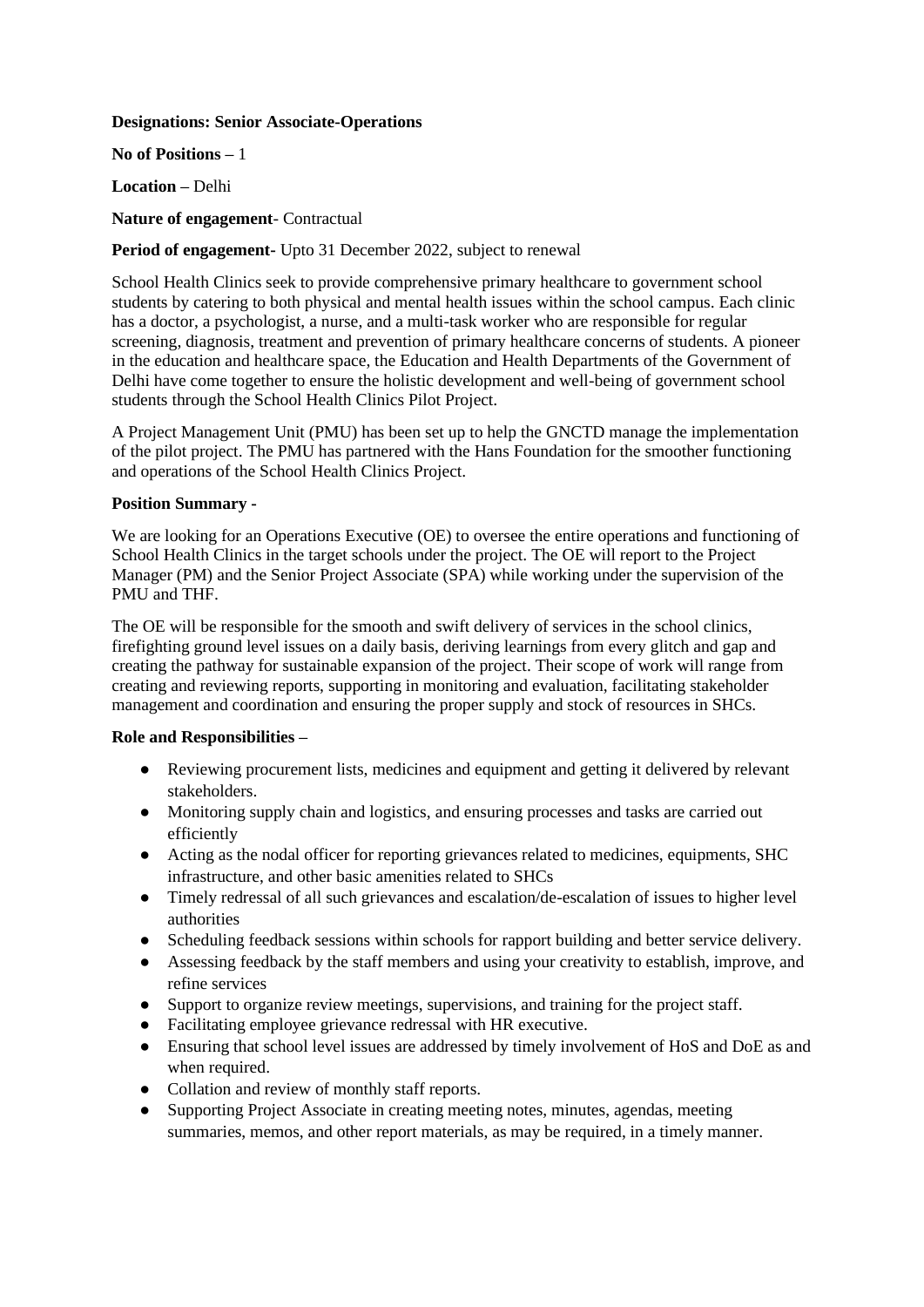**Designations: Senior Associate-Operations**

**No of Positions** – 1

**Location** – Delhi

**Nature of engagement**- Contractual

**Period of engagement**- Upto 31 December 2022, subject to renewal

School Health Clinics seek to provide comprehensive primary healthcare to government school students by catering to both physical and mental health issues within the school campus. Each clinic has a doctor, a psychologist, a nurse, and a multi-task worker who are responsible for regular screening, diagnosis, treatment and prevention of primary healthcare concerns of students. A pioneer in the education and healthcare space, the Education and Health Departments of the Government of Delhi have come together to ensure the holistic development and well-being of government school students through the School Health Clinics Pilot Project.

A Project Management Unit (PMU) has been set up to help the GNCTD manage the implementation of the pilot project. The PMU has partnered with the Hans Foundation for the smoother functioning and operations of the School Health Clinics Project.

**Position Summary -**

We are looking for an Operations Executive (OE) to oversee the entire operations and functioning of School Health Clinics in the target schools under the project. The OE will report to the Project Manager (PM) and the Senior Project Associate (SPA) while working under the supervision of the PMU and THF.

The OE will be responsible for the smooth and swift delivery of services in the school clinics, firefighting ground level issues on a daily basis, deriving learnings from every glitch and gap and creating the pathway for sustainable expansion of the project. Their scope of work will range from creating and reviewing reports, supporting in monitoring and evaluation, facilitating stakeholder management and coordination and ensuring the proper supply and stock of resources in SHCs.

**Role and Responsibilities –**

- Reviewing procurement lists, medicines and equipment and getting it delivered by relevant stakeholders.
- Monitoring supply chain and logistics, and ensuring processes and tasks are carried out efficiently
- Acting as the nodal officer for reporting grievances related to medicines, equipments, SHC infrastructure, and other basic amenities related to SHCs
- Timely redressal of all such grievances and escalation/de-escalation of issues to higher level authorities
- Scheduling feedback sessions within schools for rapport building and better service delivery.
- Assessing feedback by the staff members and using your creativity to establish, improve, and refine services
- Support to organize review meetings, supervisions, and training for the project staff.
- Facilitating employee grievance redressal with HR executive.
- Ensuring that school level issues are addressed by timely involvement of HoS and DoE as and when required.
- Collation and review of monthly staff reports.
- Supporting Project Associate in creating meeting notes, minutes, agendas, meeting summaries, memos, and other report materials, as may be required, in a timely manner.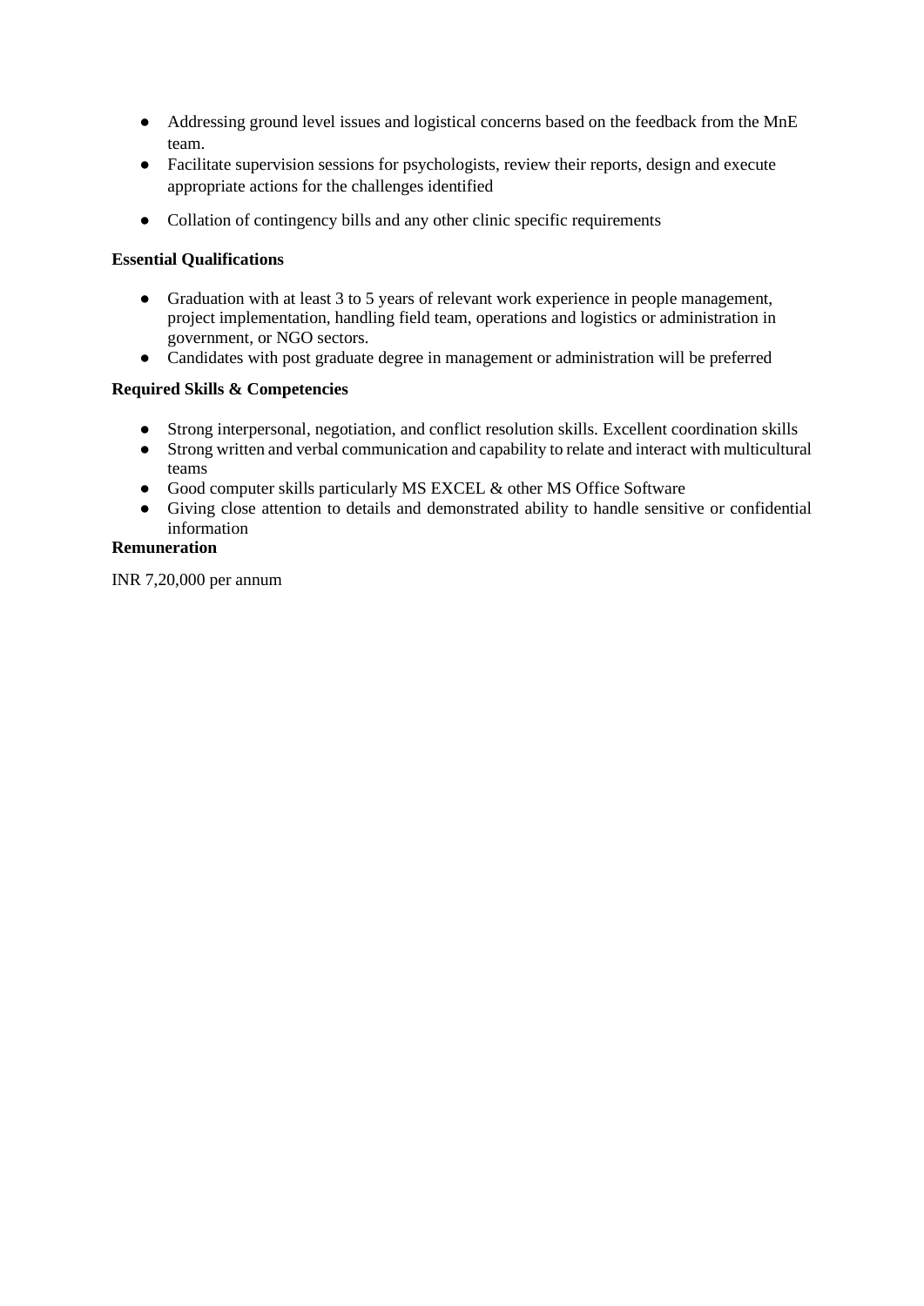- Addressing ground level issues and logistical concerns based on the feedback from the MnE team.
- Facilitate supervision sessions for psychologists, review their reports, design and execute appropriate actions for the challenges identified
- Collation of contingency bills and any other clinic specific requirements

**Essential Qualifications**

- Graduation with at least 3 to 5 years of relevant work experience in people management, project implementation, handling field team, operations and logistics or administration in government, or NGO sectors.
- Candidates with post graduate degree in management or administration will be preferred

**Required Skills & Competencies**

- Strong interpersonal, negotiation, and conflict resolution skills. Excellent coordination skills
- Strong written and verbal communication and capability to relate and interact with multicultural teams
- Good computer skills particularly MS EXCEL & other MS Office Software
- Giving close attention to details and demonstrated ability to handle sensitive or confidential information

**Remuneration**

INR 7,20,000 per annum